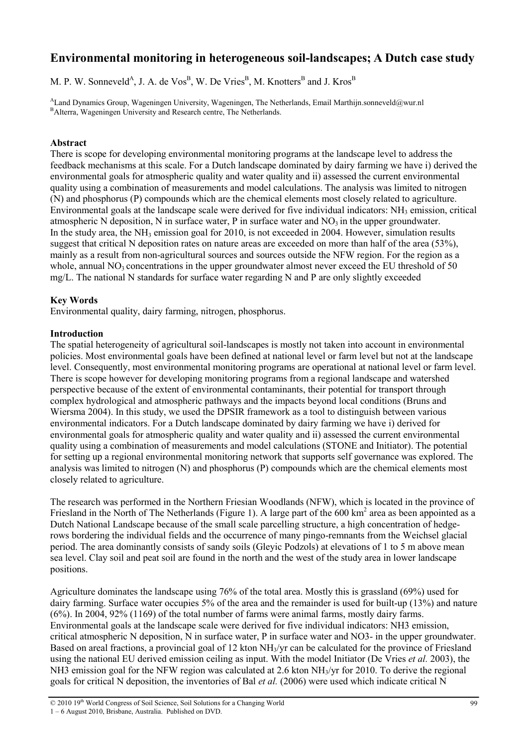# Environmental monitoring in heterogeneous soil-landscapes; A Dutch case study

M. P. W. Sonneveld[A], J. A. de Vos[B], W. De Vries[B], M. Knotters[B] and J. Kros[B]

[A]Land Dynamics Group, Wageningen University, Wageningen, The Netherlands, Email Marthijn.sonneveld@wur.nl
[B]Alterra, Wageningen University and Research centre, The Netherlands.

### Abstract

There is scope for developing environmental monitoring programs at the landscape level to address the feedback mechanisms at this scale. For a Dutch landscape dominated by dairy farming we have i) derived the environmental goals for atmospheric quality and water quality and ii) assessed the current environmental quality using a combination of measurements and model calculations. The analysis was limited to nitrogen (N) and phosphorus (P) compounds which are the chemical elements most closely related to agriculture. Environmental goals at the landscape scale were derived for five individual indicators: $NH_3$ emission, critical atmospheric N deposition, N in surface water, P in surface water and $NO_3$ in the upper groundwater. In the study area, the $NH_3$ emission goal for 2010, is not exceeded in 2004. However, simulation results suggest that critical N deposition rates on nature areas are exceeded on more than half of the area (53%), mainly as a result from non-agricultural sources and sources outside the NFW region. For the region as a whole, annual $NO_3$ concentrations in the upper groundwater almost never exceed the EU threshold of 50 mg/L. The national N standards for surface water regarding N and P are only slightly exceeded

### Key Words

Environmental quality, dairy farming, nitrogen, phosphorus.

### Introduction

The spatial heterogeneity of agricultural soil-landscapes is mostly not taken into account in environmental policies. Most environmental goals have been defined at national level or farm level but not at the landscape level. Consequently, most environmental monitoring programs are operational at national level or farm level. There is scope however for developing monitoring programs from a regional landscape and watershed perspective because of the extent of environmental contaminants, their potential for transport through complex hydrological and atmospheric pathways and the impacts beyond local conditions (Bruns and Wiersma 2004). In this study, we used the DPSIR framework as a tool to distinguish between various environmental indicators. For a Dutch landscape dominated by dairy farming we have i) derived for environmental goals for atmospheric quality and water quality and ii) assessed the current environmental quality using a combination of measurements and model calculations (STONE and Initiator). The potential for setting up a regional environmental monitoring network that supports self governance was explored. The analysis was limited to nitrogen (N) and phosphorus (P) compounds which are the chemical elements most closely related to agriculture.

The research was performed in the Northern Friesian Woodlands (NFW), which is located in the province of Friesland in the North of The Netherlands (Figure 1). A large part of the 600 $km^2$ area as been appointed as a Dutch National Landscape because of the small scale parcelling structure, a high concentration of hedge-rows bordering the individual fields and the occurrence of many pingo-remnants from the Weichsel glacial period. The area dominantly consists of sandy soils (Gleyic Podzols) at elevations of 1 to 5 m above mean sea level. Clay soil and peat soil are found in the north and the west of the study area in lower landscape positions.

Agriculture dominates the landscape using 76% of the total area. Mostly this is grassland (69%) used for dairy farming. Surface water occupies 5% of the area and the remainder is used for built-up (13%) and nature (6%). In 2004, 92% (1169) of the total number of farms were animal farms, mostly dairy farms. Environmental goals at the landscape scale were derived for five individual indicators: NH3 emission, critical atmospheric N deposition, N in surface water, P in surface water and NO3- in the upper groundwater. Based on areal fractions, a provincial goal of 12 kton $NH_3$/yr can be calculated for the province of Friesland using the national EU derived emission ceiling as input. With the model Initiator (De Vries *et al.* 2003), the NH3 emission goal for the NFW region was calculated at 2.6 kton $NH_3$/yr for 2010. To derive the regional goals for critical N deposition, the inventories of Bal *et al.* (2006) were used which indicate critical N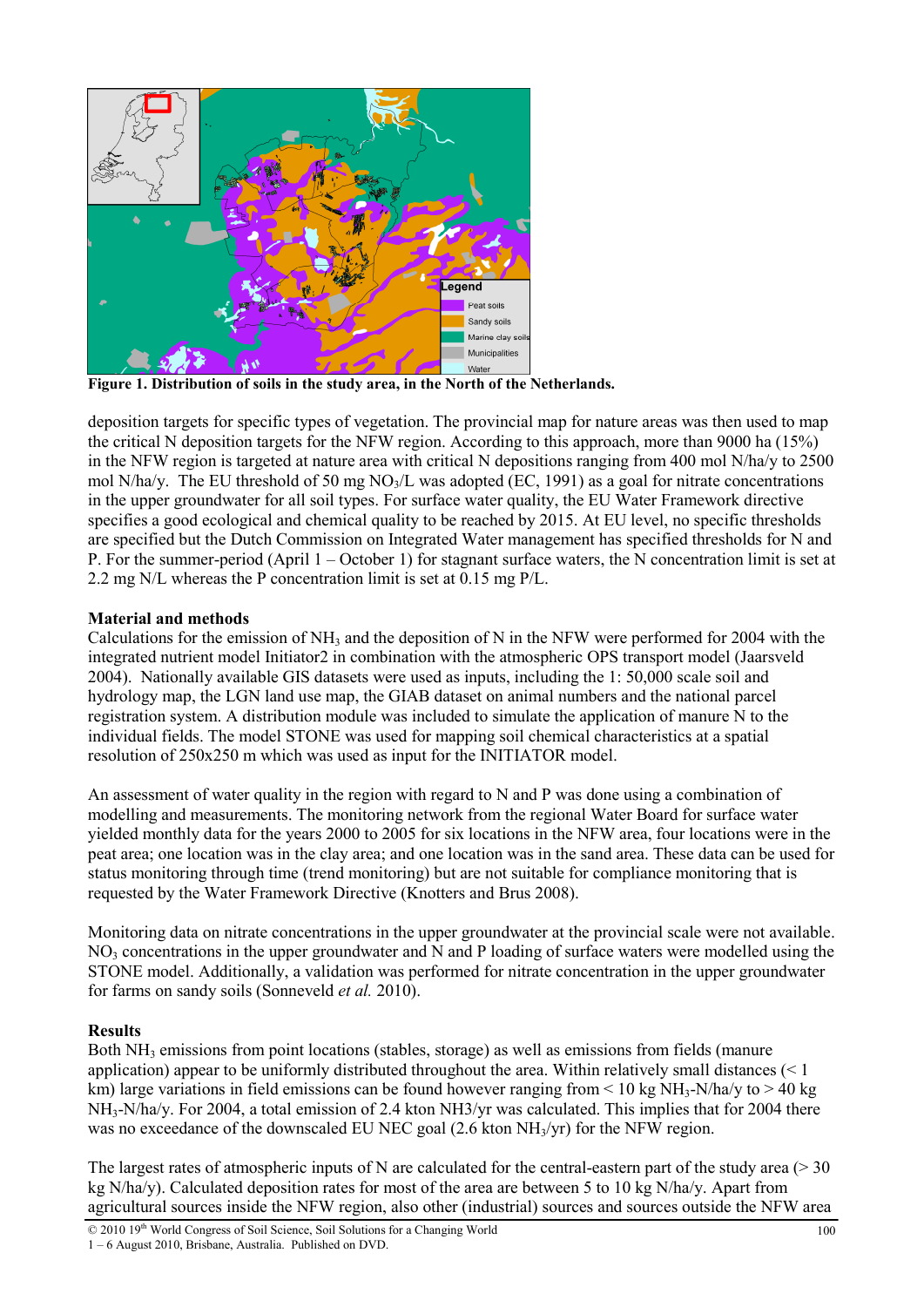Figure 1. Distribution of soils in the study area, in the North of the Netherlands.

deposition targets for specific types of vegetation. The provincial map for nature areas was then used to map the critical N deposition targets for the NFW region. According to this approach, more than 9000 ha (15%) in the NFW region is targeted at nature area with critical N depositions ranging from 400 mol N/ha/y to 2500 mol N/ha/y. The EU threshold of 50 mg $NO_3$/L was adopted (EC, 1991) as a goal for nitrate concentrations in the upper groundwater for all soil types. For surface water quality, the EU Water Framework directive specifies a good ecological and chemical quality to be reached by 2015. At EU level, no specific thresholds are specified but the Dutch Commission on Integrated Water management has specified thresholds for N and P. For the summer-period (April 1 – October 1) for stagnant surface waters, the N concentration limit is set at 2.2 mg N/L whereas the P concentration limit is set at 0.15 mg P/L.

## Material and methods

Calculations for the emission of $NH_3$ and the deposition of N in the NFW were performed for 2004 with the integrated nutrient model Initiator2 in combination with the atmospheric OPS transport model (Jaarsveld 2004). Nationally available GIS datasets were used as inputs, including the 1: 50,000 scale soil and hydrology map, the LGN land use map, the GIAB dataset on animal numbers and the national parcel registration system. A distribution module was included to simulate the application of manure N to the individual fields. The model STONE was used for mapping soil chemical characteristics at a spatial resolution of 250x250 m which was used as input for the INITIATOR model.

An assessment of water quality in the region with regard to N and P was done using a combination of modelling and measurements. The monitoring network from the regional Water Board for surface water yielded monthly data for the years 2000 to 2005 for six locations in the NFW area, four locations were in the peat area; one location was in the clay area; and one location was in the sand area. These data can be used for status monitoring through time (trend monitoring) but are not suitable for compliance monitoring that is requested by the Water Framework Directive (Knotters and Brus 2008).

Monitoring data on nitrate concentrations in the upper groundwater at the provincial scale were not available. $NO_3$ concentrations in the upper groundwater and N and P loading of surface waters were modelled using the STONE model. Additionally, a validation was performed for nitrate concentration in the upper groundwater for farms on sandy soils (Sonneveld *et al.* 2010).

## Results

Both $NH_3$ emissions from point locations (stables, storage) as well as emissions from fields (manure application) appear to be uniformly distributed throughout the area. Within relatively small distances (< 1 km) large variations in field emissions can be found however ranging from < 10 kg $NH_3$-N/ha/y to > 40 kg $NH_3$-N/ha/y. For 2004, a total emission of 2.4 kton NH3/yr was calculated. This implies that for 2004 there was no exceedance of the downscaled EU NEC goal (2.6 kton $NH_3$/yr) for the NFW region.

The largest rates of atmospheric inputs of N are calculated for the central-eastern part of the study area (> 30 kg N/ha/y). Calculated deposition rates for most of the area are between 5 to 10 kg N/ha/y. Apart from agricultural sources inside the NFW region, also other (industrial) sources and sources outside the NFW area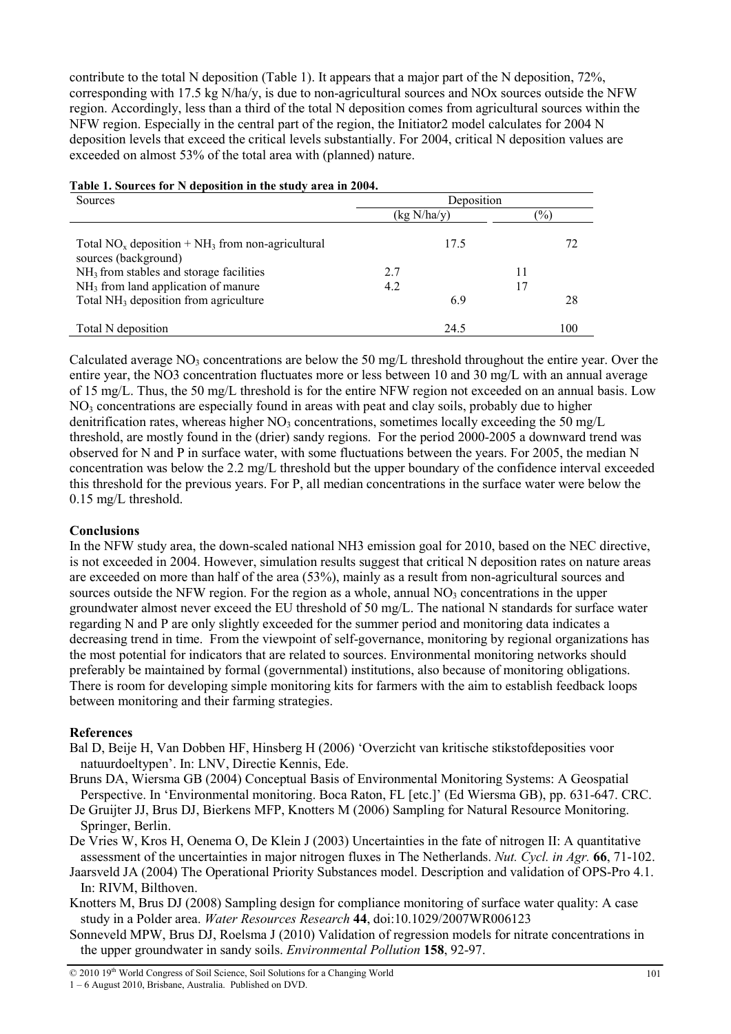contribute to the total N deposition (Table 1). It appears that a major part of the N deposition, 72%, corresponding with 17.5 kg N/ha/y, is due to non-agricultural sources and NOx sources outside the NFW region. Accordingly, less than a third of the total N deposition comes from agricultural sources within the NFW region. Especially in the central part of the region, the Initiator2 model calculates for 2004 N deposition levels that exceed the critical levels substantially. For 2004, critical N deposition values are exceeded on almost 53% of the total area with (planned) nature.

**Table 1. Sources for N deposition in the study area in 2004.**

| Sources | Deposition | | | |
|---|---|---|---|---|
| | (kg N/ha/y) | | (%) | |
| Total $NO_x$ deposition + $NH_3$ from non-agricultural sources (background) | | 17.5 | | 72 |
| $NH_3$ from stables and storage facilities | 2.7 | | 11 | |
| $NH_3$ from land application of manure | 4.2 | | 17 | |
| Total $NH_3$ deposition from agriculture | | 6.9 | | 28 |
| Total N deposition | | 24.5 | | 100 |

Calculated average $NO_3$ concentrations are below the 50 mg/L threshold throughout the entire year. Over the entire year, the NO3 concentration fluctuates more or less between 10 and 30 mg/L with an annual average of 15 mg/L. Thus, the 50 mg/L threshold is for the entire NFW region not exceeded on an annual basis. Low $NO_3$ concentrations are especially found in areas with peat and clay soils, probably due to higher denitrification rates, whereas higher $NO_3$ concentrations, sometimes locally exceeding the 50 mg/L threshold, are mostly found in the (drier) sandy regions. For the period 2000-2005 a downward trend was observed for N and P in surface water, with some fluctuations between the years. For 2005, the median N concentration was below the 2.2 mg/L threshold but the upper boundary of the confidence interval exceeded this threshold for the previous years. For P, all median concentrations in the surface water were below the 0.15 mg/L threshold.

## Conclusions

In the NFW study area, the down-scaled national NH3 emission goal for 2010, based on the NEC directive, is not exceeded in 2004. However, simulation results suggest that critical N deposition rates on nature areas are exceeded on more than half of the area (53%), mainly as a result from non-agricultural sources and sources outside the NFW region. For the region as a whole, annual $NO_3$ concentrations in the upper groundwater almost never exceed the EU threshold of 50 mg/L. The national N standards for surface water regarding N and P are only slightly exceeded for the summer period and monitoring data indicates a decreasing trend in time. From the viewpoint of self-governance, monitoring by regional organizations has the most potential for indicators that are related to sources. Environmental monitoring networks should preferably be maintained by formal (governmental) institutions, also because of monitoring obligations. There is room for developing simple monitoring kits for farmers with the aim to establish feedback loops between monitoring and their farming strategies.

## References

Bal D, Beije H, Van Dobben HF, Hinsberg H (2006) 'Overzicht van kritische stikstofdeposities voor natuurdoeltypen'. In: LNV, Directie Kennis, Ede.

Bruns DA, Wiersma GB (2004) Conceptual Basis of Environmental Monitoring Systems: A Geospatial Perspective. In 'Environmental monitoring. Boca Raton, FL [etc.]' (Ed Wiersma GB), pp. 631-647. CRC.

De Gruijter JJ, Brus DJ, Bierkens MFP, Knotters M (2006) Sampling for Natural Resource Monitoring. Springer, Berlin.

De Vries W, Kros H, Oenema O, De Klein J (2003) Uncertainties in the fate of nitrogen II: A quantitative assessment of the uncertainties in major nitrogen fluxes in The Netherlands. *Nut. Cycl. in Agr.* **66**, 71-102.

Jaarsveld JA (2004) The Operational Priority Substances model. Description and validation of OPS-Pro 4.1. In: RIVM, Bilthoven.

Knotters M, Brus DJ (2008) Sampling design for compliance monitoring of surface water quality: A case study in a Polder area. *Water Resources Research* **44**, doi:10.1029/2007WR006123

Sonneveld MPW, Brus DJ, Roelsma J (2010) Validation of regression models for nitrate concentrations in the upper groundwater in sandy soils. *Environmental Pollution* **158**, 92-97.